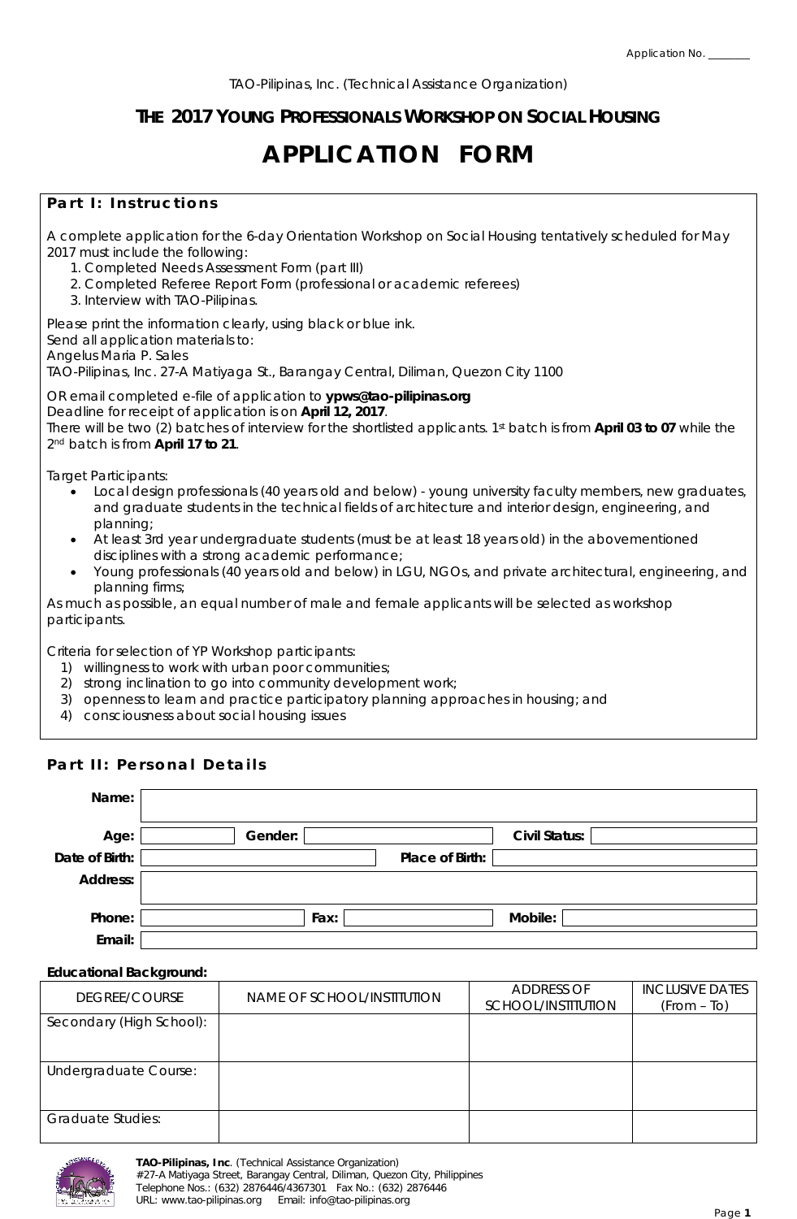Application No. ________

TAO-Pilipinas, Inc. (Technical Assistance Organization)

## THE 2017 YOUNG PROFESSIONALS WORKSHOP ON SOCIAL HOUSING

# APPLICATION FORM

### Part I: Instructions

A complete application for the 6-day Orientation Workshop on Social Housing tentatively scheduled for May 2017 must include the following:

1. Completed Needs Assessment Form (part III)
2. Completed Referee Report Form (professional or academic referees)
3. Interview with TAO-Pilipinas.

Please print the information clearly, using black or blue ink.
Send all application materials to:
Angelus Maria P. Sales
TAO-Pilipinas, Inc. 27-A Matiyaga St., Barangay Central, Diliman, Quezon City 1100

OR email completed e-file of application to **ypws@tao-pilipinas.org**
Deadline for receipt of application is on **April 12, 2017**.
There will be two (2) batches of interview for the shortlisted applicants. 1st batch is from **April 03 to 07** while the 2nd batch is from **April 17 to 21**.

Target Participants:

- Local design professionals (40 years old and below) - young university faculty members, new graduates, and graduate students in the technical fields of architecture and interior design, engineering, and planning;
- At least 3rd year undergraduate students (must be at least 18 years old) in the abovementioned disciplines with a strong academic performance;
- Young professionals (40 years old and below) in LGU, NGOs, and private architectural, engineering, and planning firms;

As much as possible, an equal number of male and female applicants will be selected as workshop participants.

Criteria for selection of YP Workshop participants:

1) willingness to work with urban poor communities;
2) strong inclination to go into community development work;
3) openness to learn and practice participatory planning approaches in housing; and
4) consciousness about social housing issues

### Part II: Personal Details

**Name:**

**Age:** **Gender:** **Civil Status:**

**Date of Birth:** **Place of Birth:**

**Address:**

**Phone:** **Fax:** **Mobile:**

**Email:**

**Educational Background:**

| DEGREE/COURSE | NAME OF SCHOOL/INSTITUTION | ADDRESS OF SCHOOL/INSTITUTION | INCLUSIVE DATES (From – To) |
|---|---|---|---|
| Secondary (High School): | | | |
| Undergraduate Course: | | | |
| Graduate Studies: | | | |

**TAO-Pilipinas, Inc**. (Technical Assistance Organization)
#27-A Matiyaga Street, Barangay Central, Diliman, Quezon City, Philippines
Telephone Nos.: (632) 2876446/4367301 Fax No.: (632) 2876446
URL: www.tao-pilipinas.org Email: info@tao-pilipinas.org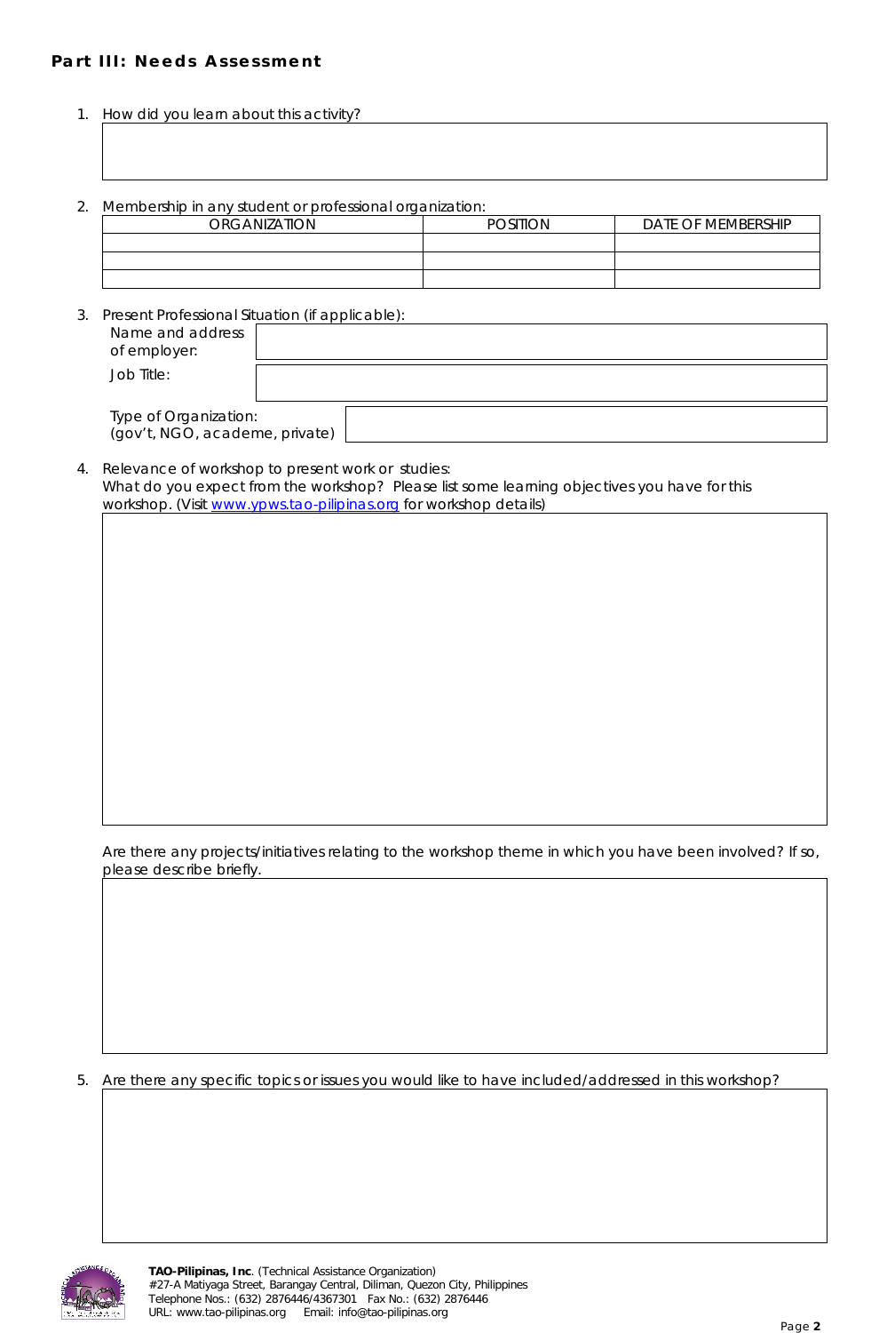## Part III: Needs Assessment

1. How did you learn about this activity?

2. Membership in any student or professional organization:

| ORGANIZATION | POSITION | DATE OF MEMBERSHIP |
|---|---|---|
| | | |
| | | |
| | | |

3. Present Professional Situation (if applicable):

   Name and address of employer:

   Job Title:

   Type of Organization: (gov't, NGO, academe, private)

4. Relevance of workshop to present work or studies:
   What do you expect from the workshop? Please list some learning objectives you have for this workshop. (Visit www.ypws.tao-pilipinas.org for workshop details)

   Are there any projects/initiatives relating to the workshop theme in which you have been involved? If so, please describe briefly.

5. Are there any specific topics or issues you would like to have included/addressed in this workshop?

**TAO-Pilipinas, Inc**. (Technical Assistance Organization)
#27-A Matiyaga Street, Barangay Central, Diliman, Quezon City, Philippines
Telephone Nos.: (632) 2876446/4367301 Fax No.: (632) 2876446
URL: www.tao-pilipinas.org Email: info@tao-pilipinas.org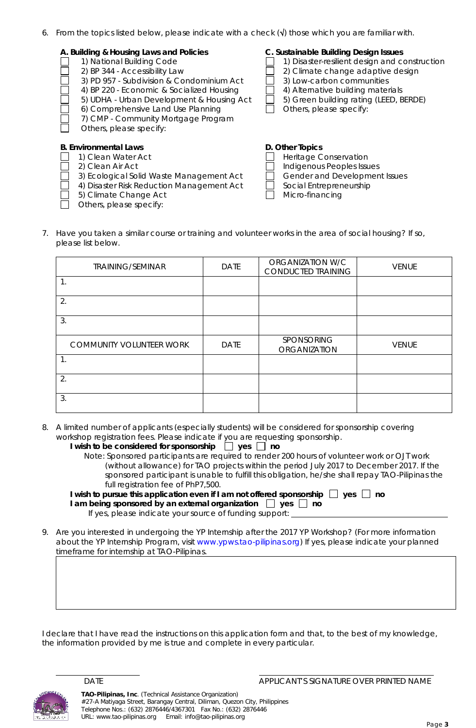6. From the topics listed below, please indicate with a check (√) those which you are familiar with.

**A. Building & Housing Laws and Policies**

- ☐ 1) National Building Code
- ☐ 2) BP 344 - Accessibility Law
- ☐ 3) PD 957 - Subdivision & Condominium Act
- ☐ 4) BP 220 - Economic & Socialized Housing
- ☐ 5) UDHA - Urban Development & Housing Act
- ☐ 6) Comprehensive Land Use Planning
- ☐ 7) CMP - Community Mortgage Program
- ☐ Others, please specify:

**B. Environmental Laws**

- ☐ 1) Clean Water Act
- ☐ 2) Clean Air Act
- ☐ 3) Ecological Solid Waste Management Act
- ☐ 4) Disaster Risk Reduction Management Act
- ☐ 5) Climate Change Act
- ☐ Others, please specify:

**C. Sustainable Building Design Issues**

- ☐ 1) Disaster-resilient design and construction
- ☐ 2) Climate change adaptive design
- ☐ 3) Low-carbon communities
- ☐ 4) Alternative building materials
- ☐ 5) Green building rating (LEED, BERDE)
- ☐ Others, please specify:

**D. Other Topics**

- ☐ Heritage Conservation
- ☐ Indigenous Peoples Issues
- ☐ Gender and Development Issues
- ☐ Social Entrepreneurship
- ☐ Micro-financing

7. Have you taken a similar course or training and volunteer works in the area of social housing? If so, please list below.

| TRAINING/SEMINAR | DATE | ORGANIZATION W/C CONDUCTED TRAINING | VENUE |
|---|---|---|---|
| 1. | | | |
| 2. | | | |
| 3. | | | |
| **COMMUNITY VOLUNTEER WORK** | **DATE** | **SPONSORING ORGANIZATION** | **VENUE** |
| 1. | | | |
| 2. | | | |
| 3. | | | |

8. A limited number of applicants (especially students) will be considered for sponsorship covering workshop registration fees. Please indicate if you are requesting sponsorship.

   **I wish to be considered for sponsorship** ☐ **yes** ☐ **no**

   Note: Sponsored participants are required to render 200 hours of volunteer work or OJT work (without allowance) for TAO projects within the period July 2017 to December 2017. If the sponsored participant is unable to fulfill this obligation, he/she shall repay TAO-Pilipinas the full registration fee of PhP7,500.

   **I wish to pursue this application even if I am not offered sponsorship** ☐ **yes** ☐ **no**

   **I am being sponsored by an external organization** ☐ **yes** ☐ **no**

   If yes, please indicate your source of funding support: ____________________

9. Are you interested in undergoing the YP Internship after the 2017 YP Workshop? (For more information about the YP Internship Program, visit www.ypws.tao-pilipinas.org) If yes, please indicate your planned timeframe for internship at TAO-Pilipinas.

| |
|---|
| |

I declare that I have read the instructions on this application form and that, to the best of my knowledge, the information provided by me is true and complete in every particular.

____________________ DATE

____________________ APPLICANT'S SIGNATURE OVER PRINTED NAME

**TAO-Pilipinas, Inc.** (Technical Assistance Organization)
#27-A Matiyaga Street, Barangay Central, Diliman, Quezon City, Philippines
Telephone Nos.: (632) 2876446/4367301 Fax No.: (632) 2876446
URL: www.tao-pilipinas.org Email: info@tao-pilipinas.org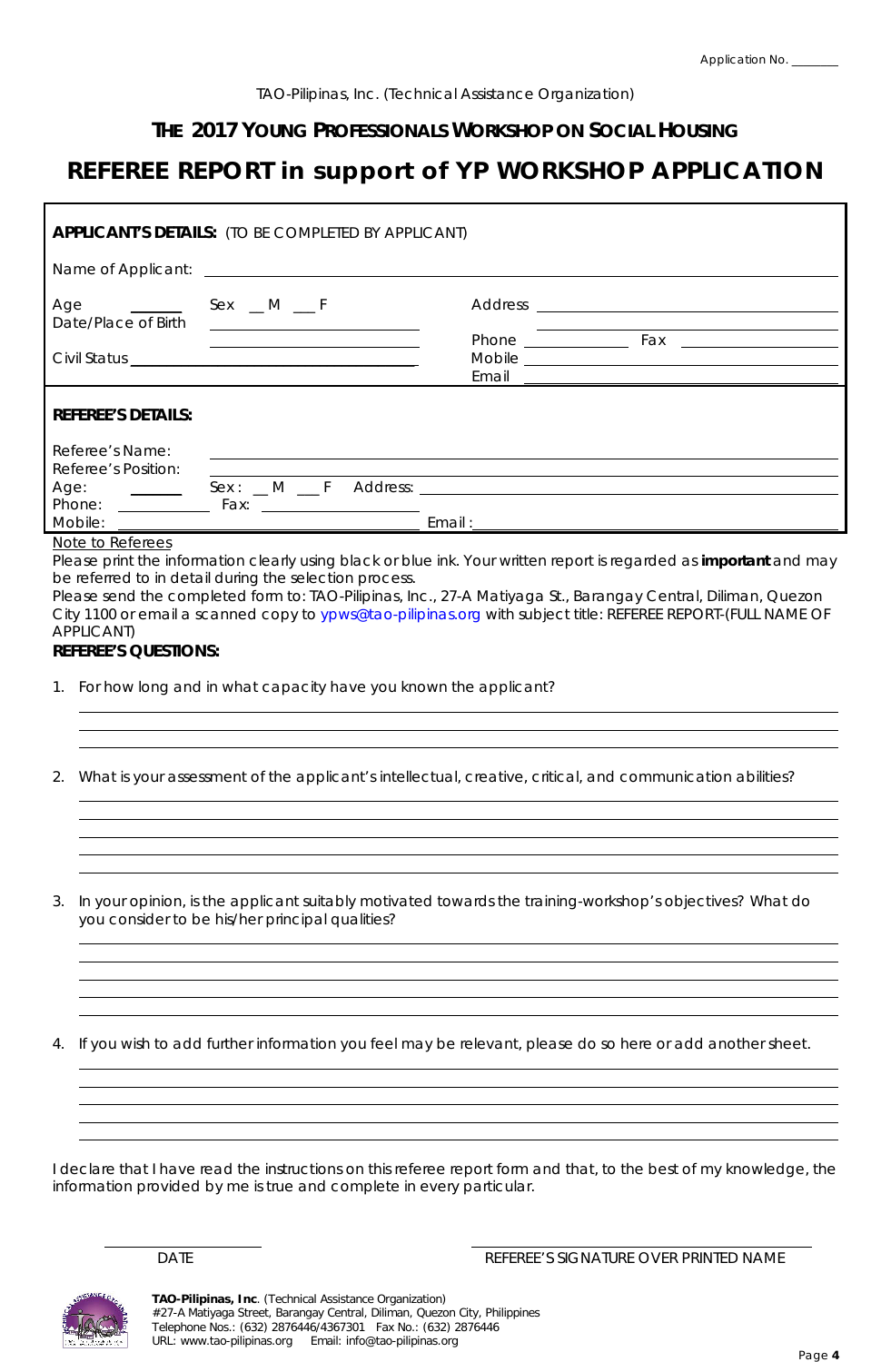Application No. _______

TAO-Pilipinas, Inc. (Technical Assistance Organization)

## THE 2017 YOUNG PROFESSIONALS WORKSHOP ON SOCIAL HOUSING

# REFEREE REPORT in support of YP WORKSHOP APPLICATION

**APPLICANT'S DETAILS:** (TO BE COMPLETED BY APPLICANT)

Name of Applicant: ______________________________

Age ______ Sex __ M __ F

Date/Place of Birth ______________________________

Civil Status ______________________________

Address ______________________________

Phone ____________ Fax ____________

Mobile ______________________________

Email ______________________________

**REFEREE'S DETAILS:**

Referee's Name: ______________________________

Referee's Position: ______________________________

Age: ______ Sex : __ M __ F Address: ______________________________

Phone: ____________ Fax: ____________

Mobile: ______________________________ Email : ______________________________

Note to Referees

Please print the information clearly using black or blue ink. Your written report is regarded as **important** and may be referred to in detail during the selection process.

Please send the completed form to: TAO-Pilipinas, Inc., 27-A Matiyaga St., Barangay Central, Diliman, Quezon City 1100 or email a scanned copy to ypws@tao-pilipinas.org with subject title: REFEREE REPORT-(FULL NAME OF APPLICANT)

**REFEREE'S QUESTIONS:**

1. For how long and in what capacity have you known the applicant?

______________________________

2. What is your assessment of the applicant's intellectual, creative, critical, and communication abilities?

______________________________

3. In your opinion, is the applicant suitably motivated towards the training-workshop's objectives? What do you consider to be his/her principal qualities?

______________________________

4. If you wish to add further information you feel may be relevant, please do so here or add another sheet.

______________________________

I declare that I have read the instructions on this referee report form and that, to the best of my knowledge, the information provided by me is true and complete in every particular.

______________________ DATE

______________________________ REFEREE'S SIGNATURE OVER PRINTED NAME

**TAO-Pilipinas, Inc**. (Technical Assistance Organization)
#27-A Matiyaga Street, Barangay Central, Diliman, Quezon City, Philippines
Telephone Nos.: (632) 2876446/4367301 Fax No.: (632) 2876446
URL: www.tao-pilipinas.org Email: info@tao-pilipinas.org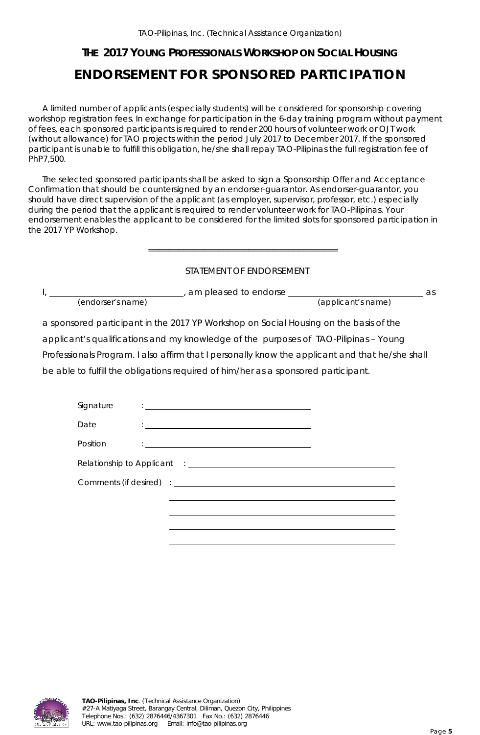TAO-Pilipinas, Inc. (Technical Assistance Organization)

## THE 2017 YOUNG PROFESSIONALS WORKSHOP ON SOCIAL HOUSING

# ENDORSEMENT FOR SPONSORED PARTICIPATION

A limited number of applicants (especially students) will be considered for sponsorship covering workshop registration fees. In exchange for participation in the 6-day training program without payment of fees, each sponsored participants is required to render 200 hours of volunteer work or OJT work (without allowance) for TAO projects within the period July 2017 to December 2017. If the sponsored participant is unable to fulfill this obligation, he/she shall repay TAO-Pilipinas the full registration fee of PhP7,500.

The selected sponsored participants shall be asked to sign a Sponsorship Offer and Acceptance Confirmation that should be countersigned by an endorser-guarantor. As endorser-guarantor, you should have direct supervision of the applicant (as employer, supervisor, professor, etc.) especially during the period that the applicant is required to render volunteer work for TAO-Pilipinas. Your endorsement enables the applicant to be considered for the limited slots for sponsored participation in the 2017 YP Workshop.

---

STATEMENT OF ENDORSEMENT

I, \_\_\_\_\_\_\_\_\_\_\_\_\_\_\_\_\_\_\_\_\_\_\_\_\_\_\_\_, am pleased to endorse \_\_\_\_\_\_\_\_\_\_\_\_\_\_\_\_\_\_\_\_\_\_\_\_\_\_\_\_ as
(endorser's name) (applicant's name)

a sponsored participant in the 2017 YP Workshop on Social Housing on the basis of the applicant's qualifications and my knowledge of the purposes of TAO-Pilipinas – Young Professionals Program. I also affirm that I personally know the applicant and that he/she shall be able to fulfill the obligations required of him/her as a sponsored participant.

Signature : \_\_\_\_\_\_\_\_\_\_\_\_\_\_\_\_\_\_\_\_\_\_\_\_\_\_\_\_\_\_\_\_\_\_\_\_\_\_

Date : \_\_\_\_\_\_\_\_\_\_\_\_\_\_\_\_\_\_\_\_\_\_\_\_\_\_\_\_\_\_\_\_\_\_\_\_\_\_

Position : \_\_\_\_\_\_\_\_\_\_\_\_\_\_\_\_\_\_\_\_\_\_\_\_\_\_\_\_\_\_\_\_\_\_\_\_\_\_

Relationship to Applicant : \_\_\_\_\_\_\_\_\_\_\_\_\_\_\_\_\_\_\_\_\_\_\_\_\_\_\_\_\_\_\_\_\_\_\_\_\_\_\_\_\_\_\_\_\_\_\_\_\_\_

Comments (if desired) : \_\_\_\_\_\_\_\_\_\_\_\_\_\_\_\_\_\_\_\_\_\_\_\_\_\_\_\_\_\_\_\_\_\_\_\_\_\_\_\_\_\_\_\_\_\_\_\_\_\_

\_\_\_\_\_\_\_\_\_\_\_\_\_\_\_\_\_\_\_\_\_\_\_\_\_\_\_\_\_\_\_\_\_\_\_\_\_\_\_\_\_\_\_\_\_\_\_\_\_\_

\_\_\_\_\_\_\_\_\_\_\_\_\_\_\_\_\_\_\_\_\_\_\_\_\_\_\_\_\_\_\_\_\_\_\_\_\_\_\_\_\_\_\_\_\_\_\_\_\_\_

\_\_\_\_\_\_\_\_\_\_\_\_\_\_\_\_\_\_\_\_\_\_\_\_\_\_\_\_\_\_\_\_\_\_\_\_\_\_\_\_\_\_\_\_\_\_\_\_\_\_

\_\_\_\_\_\_\_\_\_\_\_\_\_\_\_\_\_\_\_\_\_\_\_\_\_\_\_\_\_\_\_\_\_\_\_\_\_\_\_\_\_\_\_\_\_\_\_\_\_\_

**TAO-Pilipinas, Inc**. (Technical Assistance Organization)
#27-A Matiyaga Street, Barangay Central, Diliman, Quezon City, Philippines
Telephone Nos.: (632) 2876446/4367301 Fax No.: (632) 2876446
URL: www.tao-pilipinas.org Email: info@tao-pilipinas.org